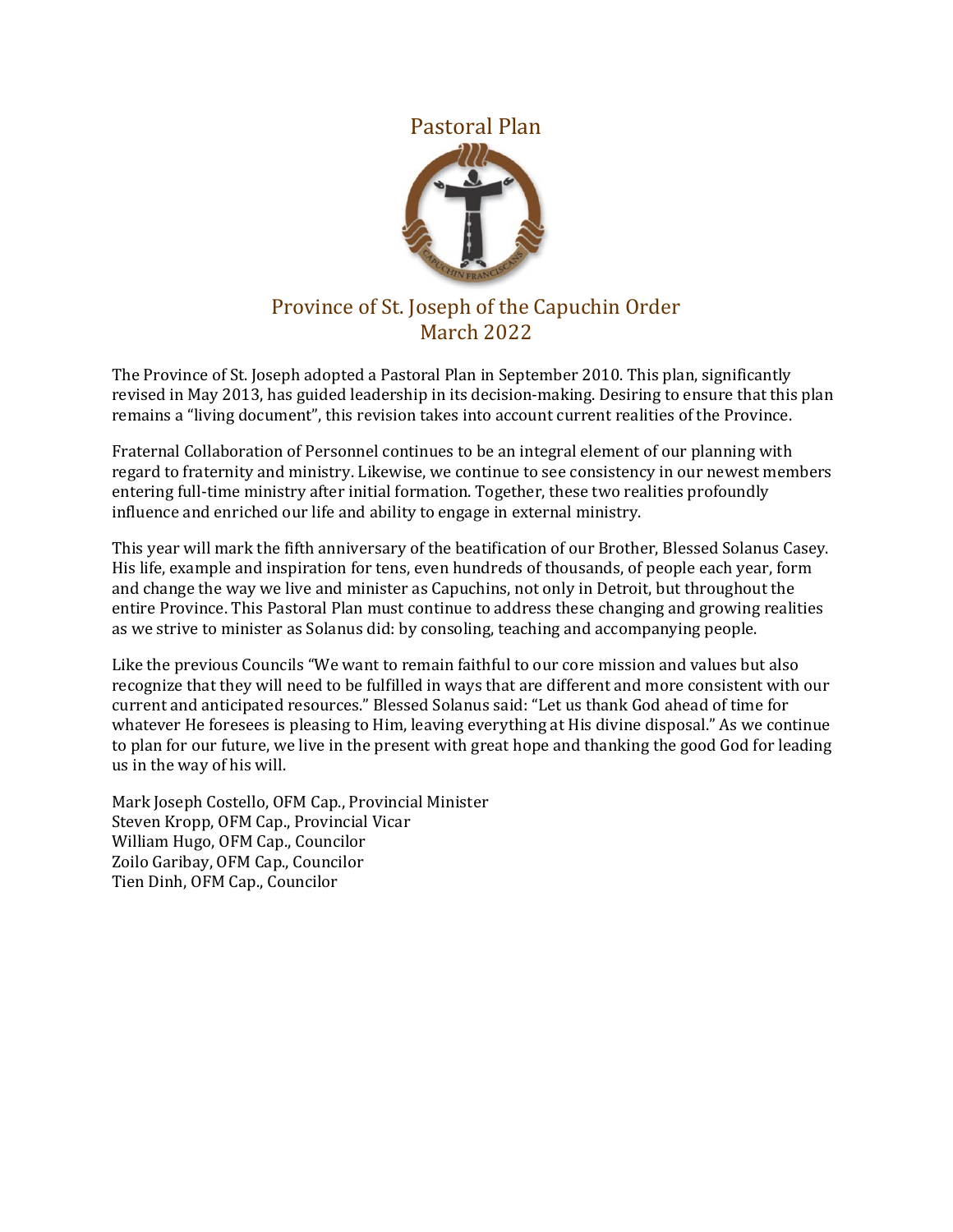# Pastoral Plan

## Province of St. Joseph of the Capuchin Order
## March 2022

The Province of St. Joseph adopted a Pastoral Plan in September 2010. This plan, significantly revised in May 2013, has guided leadership in its decision-making. Desiring to ensure that this plan remains a "living document", this revision takes into account current realities of the Province.

Fraternal Collaboration of Personnel continues to be an integral element of our planning with regard to fraternity and ministry. Likewise, we continue to see consistency in our newest members entering full-time ministry after initial formation. Together, these two realities profoundly influence and enriched our life and ability to engage in external ministry.

This year will mark the fifth anniversary of the beatification of our Brother, Blessed Solanus Casey. His life, example and inspiration for tens, even hundreds of thousands, of people each year, form and change the way we live and minister as Capuchins, not only in Detroit, but throughout the entire Province. This Pastoral Plan must continue to address these changing and growing realities as we strive to minister as Solanus did: by consoling, teaching and accompanying people.

Like the previous Councils "We want to remain faithful to our core mission and values but also recognize that they will need to be fulfilled in ways that are different and more consistent with our current and anticipated resources." Blessed Solanus said: "Let us thank God ahead of time for whatever He foresees is pleasing to Him, leaving everything at His divine disposal." As we continue to plan for our future, we live in the present with great hope and thanking the good God for leading us in the way of his will.

Mark Joseph Costello, OFM Cap., Provincial Minister
Steven Kropp, OFM Cap., Provincial Vicar
William Hugo, OFM Cap., Councilor
Zoilo Garibay, OFM Cap., Councilor
Tien Dinh, OFM Cap., Councilor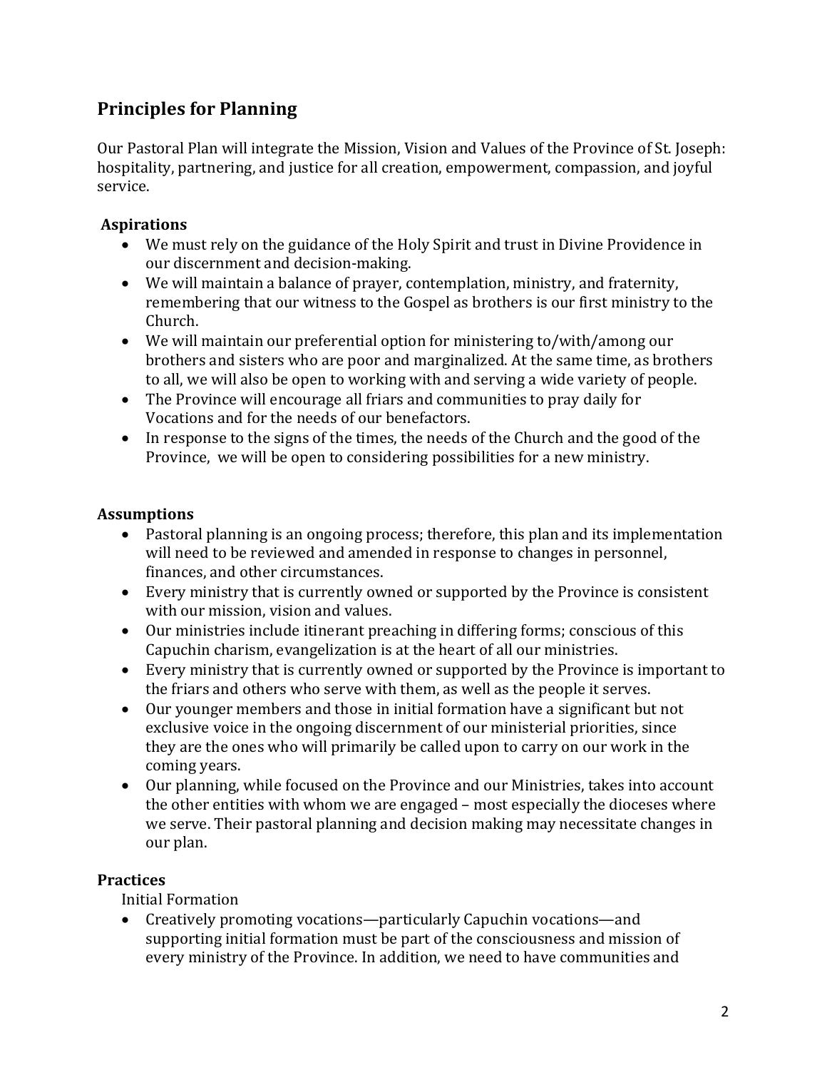## Principles for Planning

Our Pastoral Plan will integrate the Mission, Vision and Values of the Province of St. Joseph: hospitality, partnering, and justice for all creation, empowerment, compassion, and joyful service.

### Aspirations

- We must rely on the guidance of the Holy Spirit and trust in Divine Providence in our discernment and decision-making.
- We will maintain a balance of prayer, contemplation, ministry, and fraternity, remembering that our witness to the Gospel as brothers is our first ministry to the Church.
- We will maintain our preferential option for ministering to/with/among our brothers and sisters who are poor and marginalized. At the same time, as brothers to all, we will also be open to working with and serving a wide variety of people.
- The Province will encourage all friars and communities to pray daily for Vocations and for the needs of our benefactors.
- In response to the signs of the times, the needs of the Church and the good of the Province, we will be open to considering possibilities for a new ministry.

### Assumptions

- Pastoral planning is an ongoing process; therefore, this plan and its implementation will need to be reviewed and amended in response to changes in personnel, finances, and other circumstances.
- Every ministry that is currently owned or supported by the Province is consistent with our mission, vision and values.
- Our ministries include itinerant preaching in differing forms; conscious of this Capuchin charism, evangelization is at the heart of all our ministries.
- Every ministry that is currently owned or supported by the Province is important to the friars and others who serve with them, as well as the people it serves.
- Our younger members and those in initial formation have a significant but not exclusive voice in the ongoing discernment of our ministerial priorities, since they are the ones who will primarily be called upon to carry on our work in the coming years.
- Our planning, while focused on the Province and our Ministries, takes into account the other entities with whom we are engaged – most especially the dioceses where we serve. Their pastoral planning and decision making may necessitate changes in our plan.

### Practices

Initial Formation

- Creatively promoting vocations—particularly Capuchin vocations—and supporting initial formation must be part of the consciousness and mission of every ministry of the Province. In addition, we need to have communities and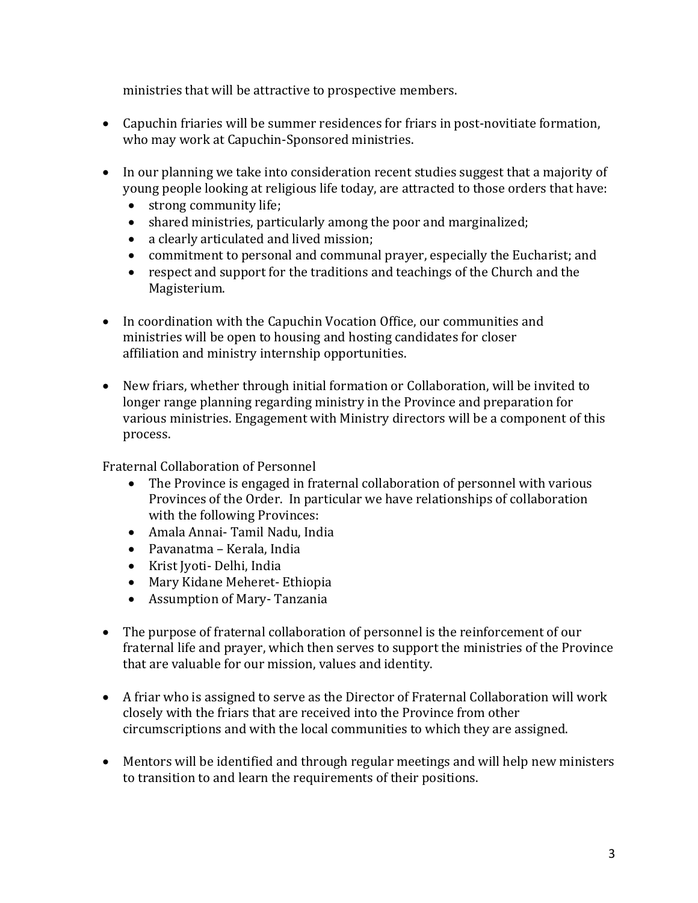ministries that will be attractive to prospective members.

- Capuchin friaries will be summer residences for friars in post-novitiate formation, who may work at Capuchin-Sponsored ministries.

- In our planning we take into consideration recent studies suggest that a majority of young people looking at religious life today, are attracted to those orders that have:
  - strong community life;
  - shared ministries, particularly among the poor and marginalized;
  - a clearly articulated and lived mission;
  - commitment to personal and communal prayer, especially the Eucharist; and
  - respect and support for the traditions and teachings of the Church and the Magisterium.

- In coordination with the Capuchin Vocation Office, our communities and ministries will be open to housing and hosting candidates for closer affiliation and ministry internship opportunities.

- New friars, whether through initial formation or Collaboration, will be invited to longer range planning regarding ministry in the Province and preparation for various ministries. Engagement with Ministry directors will be a component of this process.

Fraternal Collaboration of Personnel

- The Province is engaged in fraternal collaboration of personnel with various Provinces of the Order. In particular we have relationships of collaboration with the following Provinces:
- Amala Annai- Tamil Nadu, India
- Pavanatma – Kerala, India
- Krist Jyoti- Delhi, India
- Mary Kidane Meheret- Ethiopia
- Assumption of Mary- Tanzania

- The purpose of fraternal collaboration of personnel is the reinforcement of our fraternal life and prayer, which then serves to support the ministries of the Province that are valuable for our mission, values and identity.

- A friar who is assigned to serve as the Director of Fraternal Collaboration will work closely with the friars that are received into the Province from other circumscriptions and with the local communities to which they are assigned.

- Mentors will be identified and through regular meetings and will help new ministers to transition to and learn the requirements of their positions.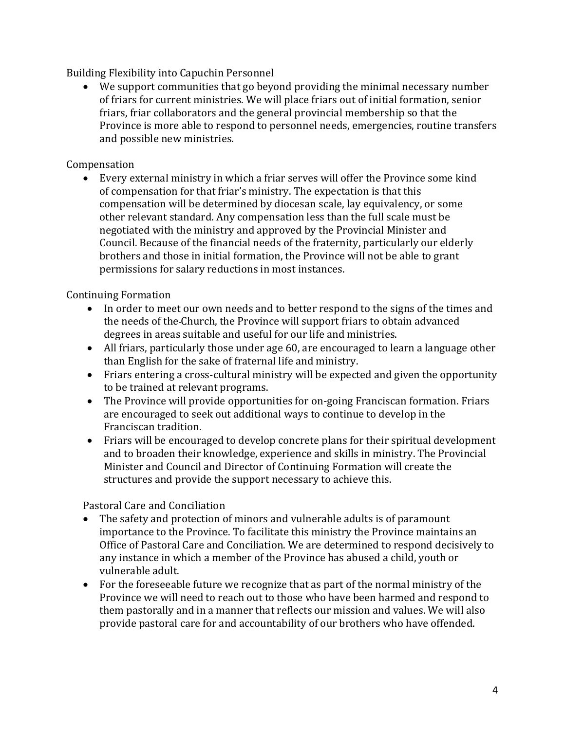Building Flexibility into Capuchin Personnel

- We support communities that go beyond providing the minimal necessary number of friars for current ministries. We will place friars out of initial formation, senior friars, friar collaborators and the general provincial membership so that the Province is more able to respond to personnel needs, emergencies, routine transfers and possible new ministries.

Compensation

- Every external ministry in which a friar serves will offer the Province some kind of compensation for that friar's ministry. The expectation is that this compensation will be determined by diocesan scale, lay equivalency, or some other relevant standard. Any compensation less than the full scale must be negotiated with the ministry and approved by the Provincial Minister and Council. Because of the financial needs of the fraternity, particularly our elderly brothers and those in initial formation, the Province will not be able to grant permissions for salary reductions in most instances.

Continuing Formation

- In order to meet our own needs and to better respond to the signs of the times and the needs of the Church, the Province will support friars to obtain advanced degrees in areas suitable and useful for our life and ministries.
- All friars, particularly those under age 60, are encouraged to learn a language other than English for the sake of fraternal life and ministry.
- Friars entering a cross-cultural ministry will be expected and given the opportunity to be trained at relevant programs.
- The Province will provide opportunities for on-going Franciscan formation. Friars are encouraged to seek out additional ways to continue to develop in the Franciscan tradition.
- Friars will be encouraged to develop concrete plans for their spiritual development and to broaden their knowledge, experience and skills in ministry. The Provincial Minister and Council and Director of Continuing Formation will create the structures and provide the support necessary to achieve this.

Pastoral Care and Conciliation

- The safety and protection of minors and vulnerable adults is of paramount importance to the Province. To facilitate this ministry the Province maintains an Office of Pastoral Care and Conciliation. We are determined to respond decisively to any instance in which a member of the Province has abused a child, youth or vulnerable adult.
- For the foreseeable future we recognize that as part of the normal ministry of the Province we will need to reach out to those who have been harmed and respond to them pastorally and in a manner that reflects our mission and values. We will also provide pastoral care for and accountability of our brothers who have offended.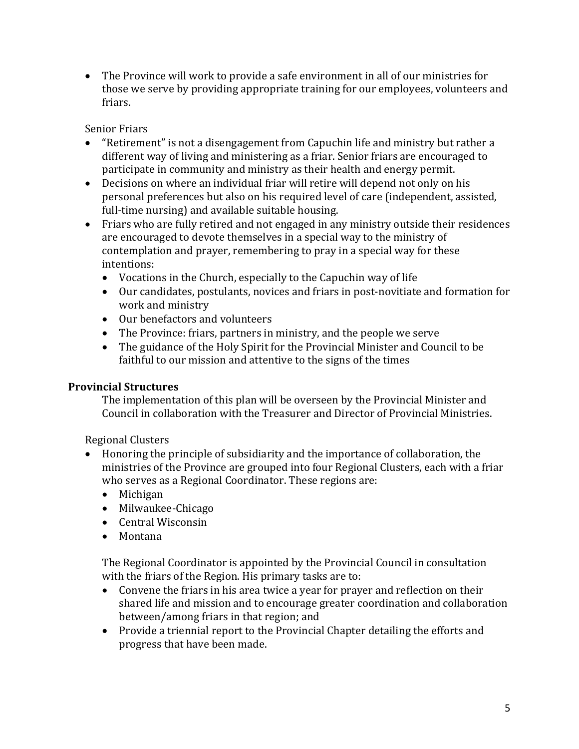- The Province will work to provide a safe environment in all of our ministries for those we serve by providing appropriate training for our employees, volunteers and friars.

Senior Friars

- "Retirement" is not a disengagement from Capuchin life and ministry but rather a different way of living and ministering as a friar. Senior friars are encouraged to participate in community and ministry as their health and energy permit.
- Decisions on where an individual friar will retire will depend not only on his personal preferences but also on his required level of care (independent, assisted, full-time nursing) and available suitable housing.
- Friars who are fully retired and not engaged in any ministry outside their residences are encouraged to devote themselves in a special way to the ministry of contemplation and prayer, remembering to pray in a special way for these intentions:
  - Vocations in the Church, especially to the Capuchin way of life
  - Our candidates, postulants, novices and friars in post-novitiate and formation for work and ministry
  - Our benefactors and volunteers
  - The Province: friars, partners in ministry, and the people we serve
  - The guidance of the Holy Spirit for the Provincial Minister and Council to be faithful to our mission and attentive to the signs of the times

## Provincial Structures

The implementation of this plan will be overseen by the Provincial Minister and Council in collaboration with the Treasurer and Director of Provincial Ministries.

Regional Clusters

- Honoring the principle of subsidiarity and the importance of collaboration, the ministries of the Province are grouped into four Regional Clusters, each with a friar who serves as a Regional Coordinator. These regions are:
  - Michigan
  - Milwaukee-Chicago
  - Central Wisconsin
  - Montana

  The Regional Coordinator is appointed by the Provincial Council in consultation with the friars of the Region. His primary tasks are to:
  - Convene the friars in his area twice a year for prayer and reflection on their shared life and mission and to encourage greater coordination and collaboration between/among friars in that region; and
  - Provide a triennial report to the Provincial Chapter detailing the efforts and progress that have been made.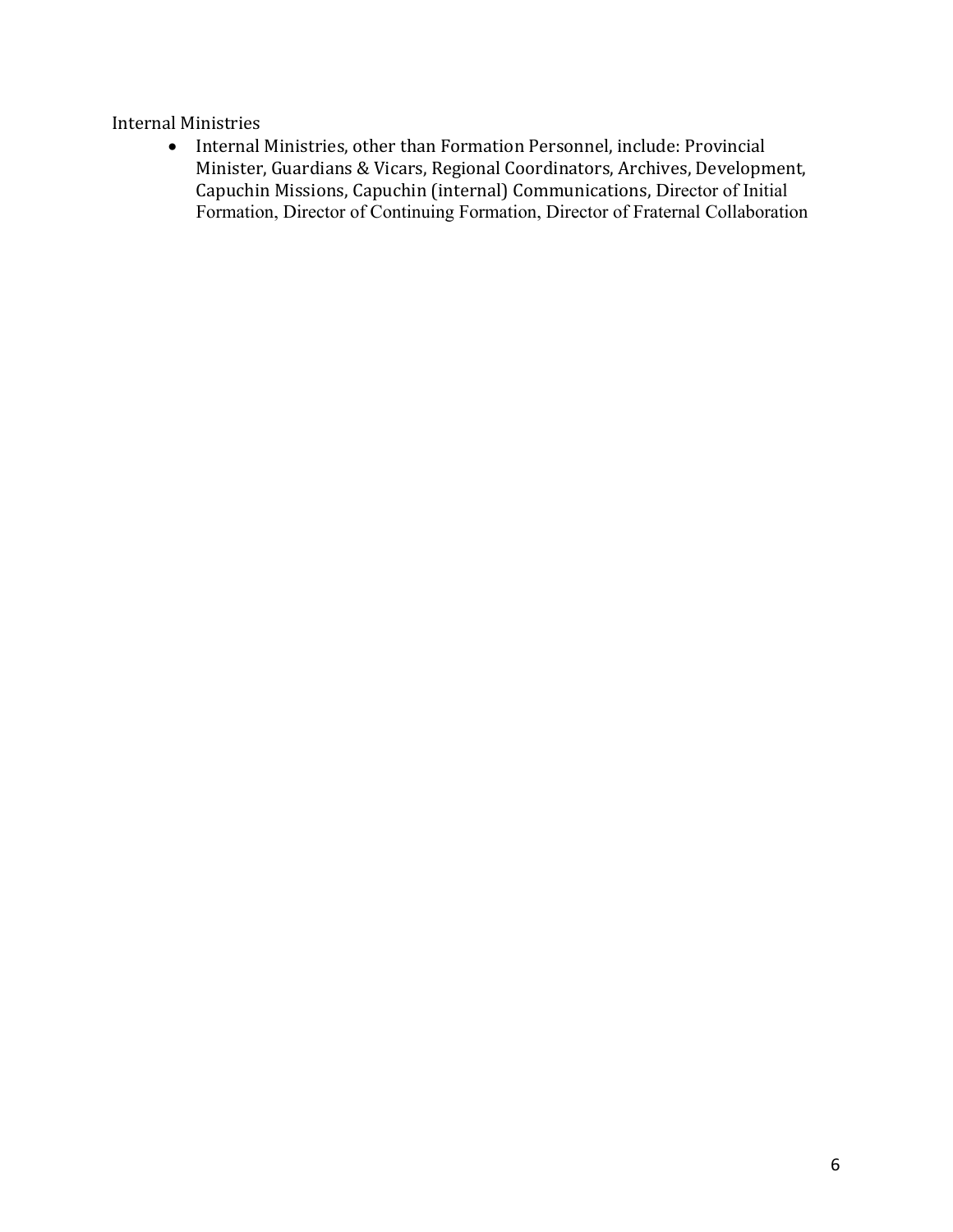Internal Ministries

- Internal Ministries, other than Formation Personnel, include: Provincial Minister, Guardians & Vicars, Regional Coordinators, Archives, Development, Capuchin Missions, Capuchin (internal) Communications, Director of Initial Formation, Director of Continuing Formation, Director of Fraternal Collaboration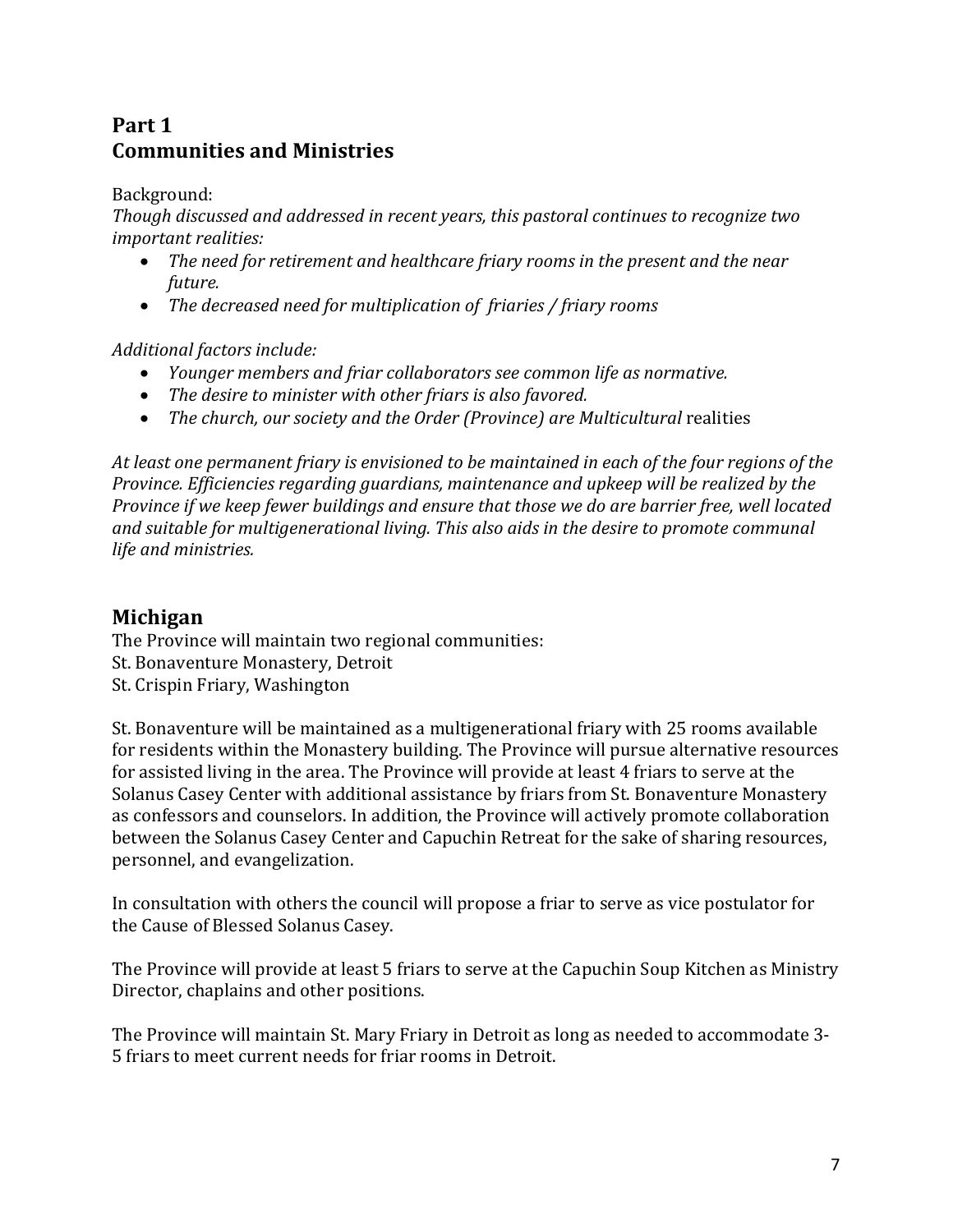## Part 1
## Communities and Ministries

Background:

*Though discussed and addressed in recent years, this pastoral continues to recognize two important realities:*

- *The need for retirement and healthcare friary rooms in the present and the near future.*
- *The decreased need for multiplication of friaries / friary rooms*

*Additional factors include:*

- *Younger members and friar collaborators see common life as normative.*
- *The desire to minister with other friars is also favored.*
- *The church, our society and the Order (Province) are Multicultural* realities

*At least one permanent friary is envisioned to be maintained in each of the four regions of the Province. Efficiencies regarding guardians, maintenance and upkeep will be realized by the Province if we keep fewer buildings and ensure that those we do are barrier free, well located and suitable for multigenerational living. This also aids in the desire to promote communal life and ministries.*

## Michigan

The Province will maintain two regional communities:
St. Bonaventure Monastery, Detroit
St. Crispin Friary, Washington

St. Bonaventure will be maintained as a multigenerational friary with 25 rooms available for residents within the Monastery building. The Province will pursue alternative resources for assisted living in the area. The Province will provide at least 4 friars to serve at the Solanus Casey Center with additional assistance by friars from St. Bonaventure Monastery as confessors and counselors. In addition, the Province will actively promote collaboration between the Solanus Casey Center and Capuchin Retreat for the sake of sharing resources, personnel, and evangelization.

In consultation with others the council will propose a friar to serve as vice postulator for the Cause of Blessed Solanus Casey.

The Province will provide at least 5 friars to serve at the Capuchin Soup Kitchen as Ministry Director, chaplains and other positions.

The Province will maintain St. Mary Friary in Detroit as long as needed to accommodate 3-5 friars to meet current needs for friar rooms in Detroit.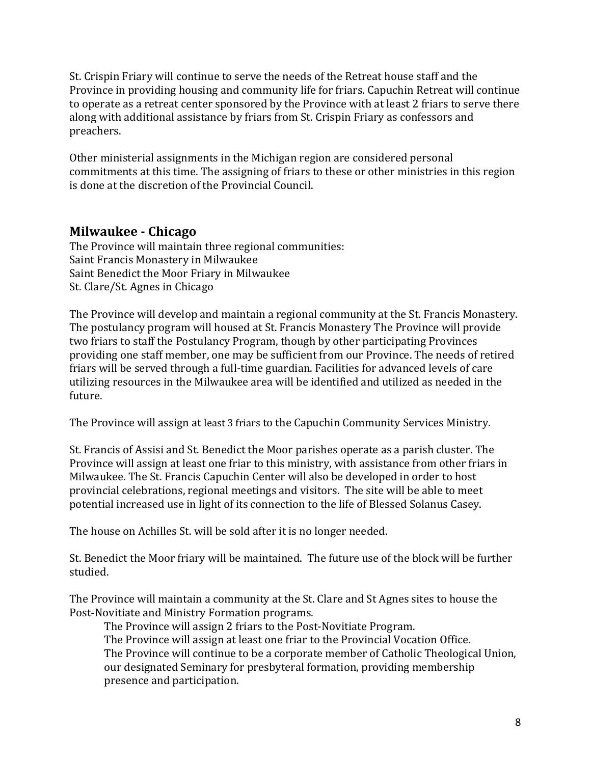St. Crispin Friary will continue to serve the needs of the Retreat house staff and the Province in providing housing and community life for friars. Capuchin Retreat will continue to operate as a retreat center sponsored by the Province with at least 2 friars to serve there along with additional assistance by friars from St. Crispin Friary as confessors and preachers.

Other ministerial assignments in the Michigan region are considered personal commitments at this time. The assigning of friars to these or other ministries in this region is done at the discretion of the Provincial Council.

## Milwaukee - Chicago

The Province will maintain three regional communities:
Saint Francis Monastery in Milwaukee
Saint Benedict the Moor Friary in Milwaukee
St. Clare/St. Agnes in Chicago

The Province will develop and maintain a regional community at the St. Francis Monastery. The postulancy program will housed at St. Francis Monastery The Province will provide two friars to staff the Postulancy Program, though by other participating Provinces providing one staff member, one may be sufficient from our Province. The needs of retired friars will be served through a full-time guardian. Facilities for advanced levels of care utilizing resources in the Milwaukee area will be identified and utilized as needed in the future.

The Province will assign at least 3 friars to the Capuchin Community Services Ministry.

St. Francis of Assisi and St. Benedict the Moor parishes operate as a parish cluster. The Province will assign at least one friar to this ministry, with assistance from other friars in Milwaukee. The St. Francis Capuchin Center will also be developed in order to host provincial celebrations, regional meetings and visitors. The site will be able to meet potential increased use in light of its connection to the life of Blessed Solanus Casey.

The house on Achilles St. will be sold after it is no longer needed.

St. Benedict the Moor friary will be maintained. The future use of the block will be further studied.

The Province will maintain a community at the St. Clare and St Agnes sites to house the Post-Novitiate and Ministry Formation programs.

The Province will assign 2 friars to the Post-Novitiate Program.
The Province will assign at least one friar to the Provincial Vocation Office.
The Province will continue to be a corporate member of Catholic Theological Union, our designated Seminary for presbyteral formation, providing membership presence and participation.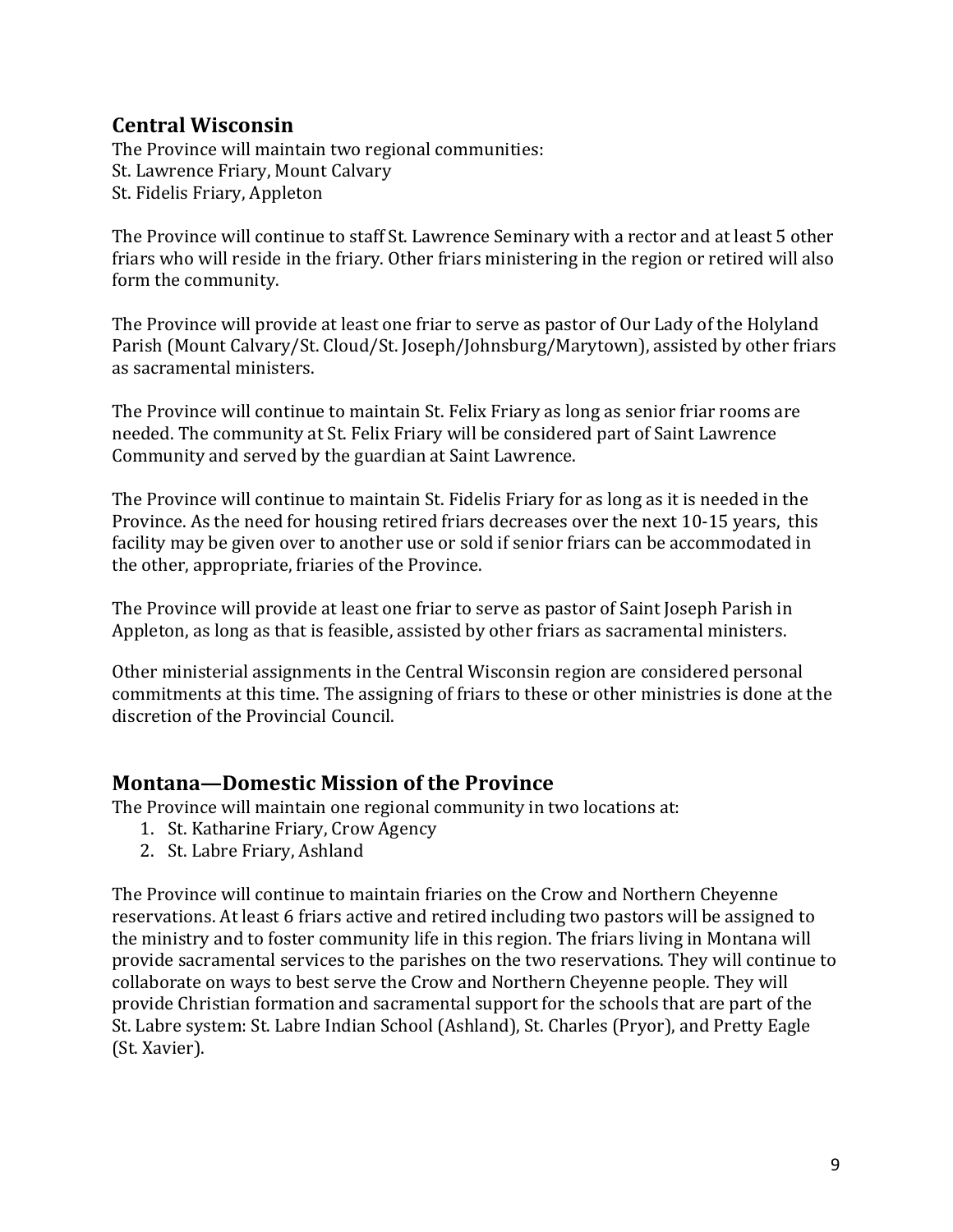## Central Wisconsin

The Province will maintain two regional communities:
St. Lawrence Friary, Mount Calvary
St. Fidelis Friary, Appleton

The Province will continue to staff St. Lawrence Seminary with a rector and at least 5 other friars who will reside in the friary. Other friars ministering in the region or retired will also form the community.

The Province will provide at least one friar to serve as pastor of Our Lady of the Holyland Parish (Mount Calvary/St. Cloud/St. Joseph/Johnsburg/Marytown), assisted by other friars as sacramental ministers.

The Province will continue to maintain St. Felix Friary as long as senior friar rooms are needed. The community at St. Felix Friary will be considered part of Saint Lawrence Community and served by the guardian at Saint Lawrence.

The Province will continue to maintain St. Fidelis Friary for as long as it is needed in the Province. As the need for housing retired friars decreases over the next 10-15 years, this facility may be given over to another use or sold if senior friars can be accommodated in the other, appropriate, friaries of the Province.

The Province will provide at least one friar to serve as pastor of Saint Joseph Parish in Appleton, as long as that is feasible, assisted by other friars as sacramental ministers.

Other ministerial assignments in the Central Wisconsin region are considered personal commitments at this time. The assigning of friars to these or other ministries is done at the discretion of the Provincial Council.

## Montana—Domestic Mission of the Province

The Province will maintain one regional community in two locations at:

1. St. Katharine Friary, Crow Agency
2. St. Labre Friary, Ashland

The Province will continue to maintain friaries on the Crow and Northern Cheyenne reservations. At least 6 friars active and retired including two pastors will be assigned to the ministry and to foster community life in this region. The friars living in Montana will provide sacramental services to the parishes on the two reservations. They will continue to collaborate on ways to best serve the Crow and Northern Cheyenne people. They will provide Christian formation and sacramental support for the schools that are part of the St. Labre system: St. Labre Indian School (Ashland), St. Charles (Pryor), and Pretty Eagle (St. Xavier).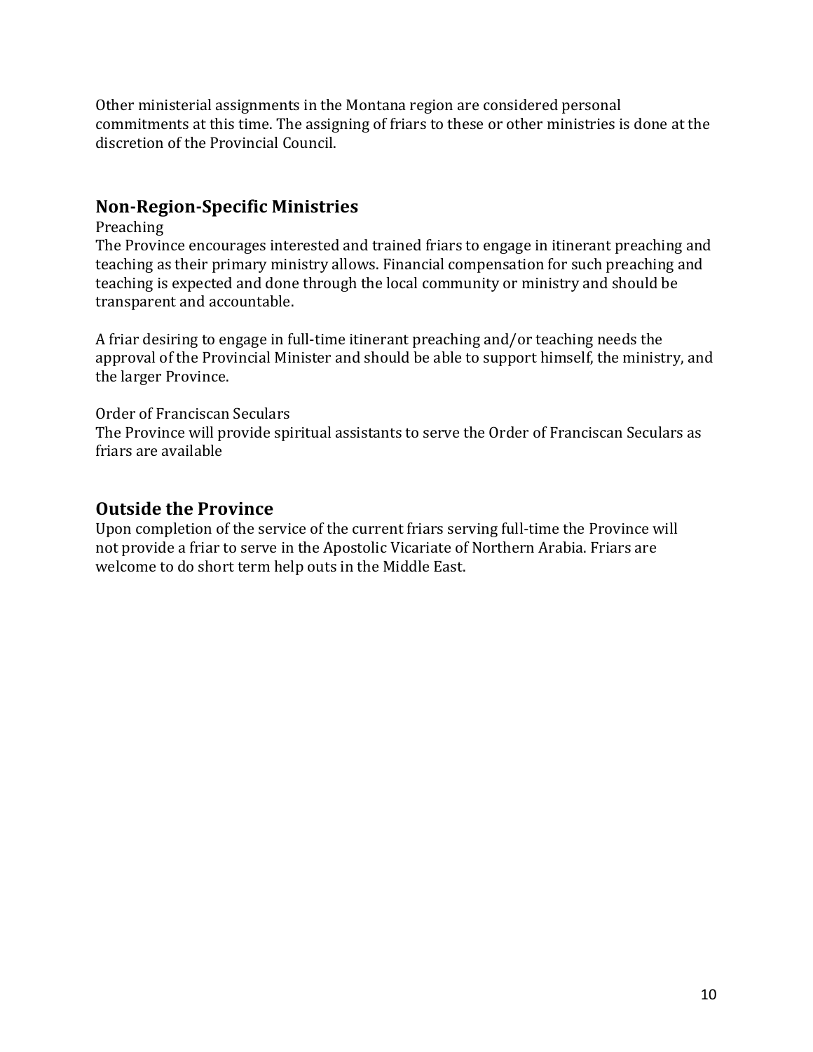Other ministerial assignments in the Montana region are considered personal commitments at this time. The assigning of friars to these or other ministries is done at the discretion of the Provincial Council.

## Non-Region-Specific Ministries

Preaching

The Province encourages interested and trained friars to engage in itinerant preaching and teaching as their primary ministry allows. Financial compensation for such preaching and teaching is expected and done through the local community or ministry and should be transparent and accountable.

A friar desiring to engage in full-time itinerant preaching and/or teaching needs the approval of the Provincial Minister and should be able to support himself, the ministry, and the larger Province.

Order of Franciscan Seculars

The Province will provide spiritual assistants to serve the Order of Franciscan Seculars as friars are available

## Outside the Province

Upon completion of the service of the current friars serving full-time the Province will not provide a friar to serve in the Apostolic Vicariate of Northern Arabia. Friars are welcome to do short term help outs in the Middle East.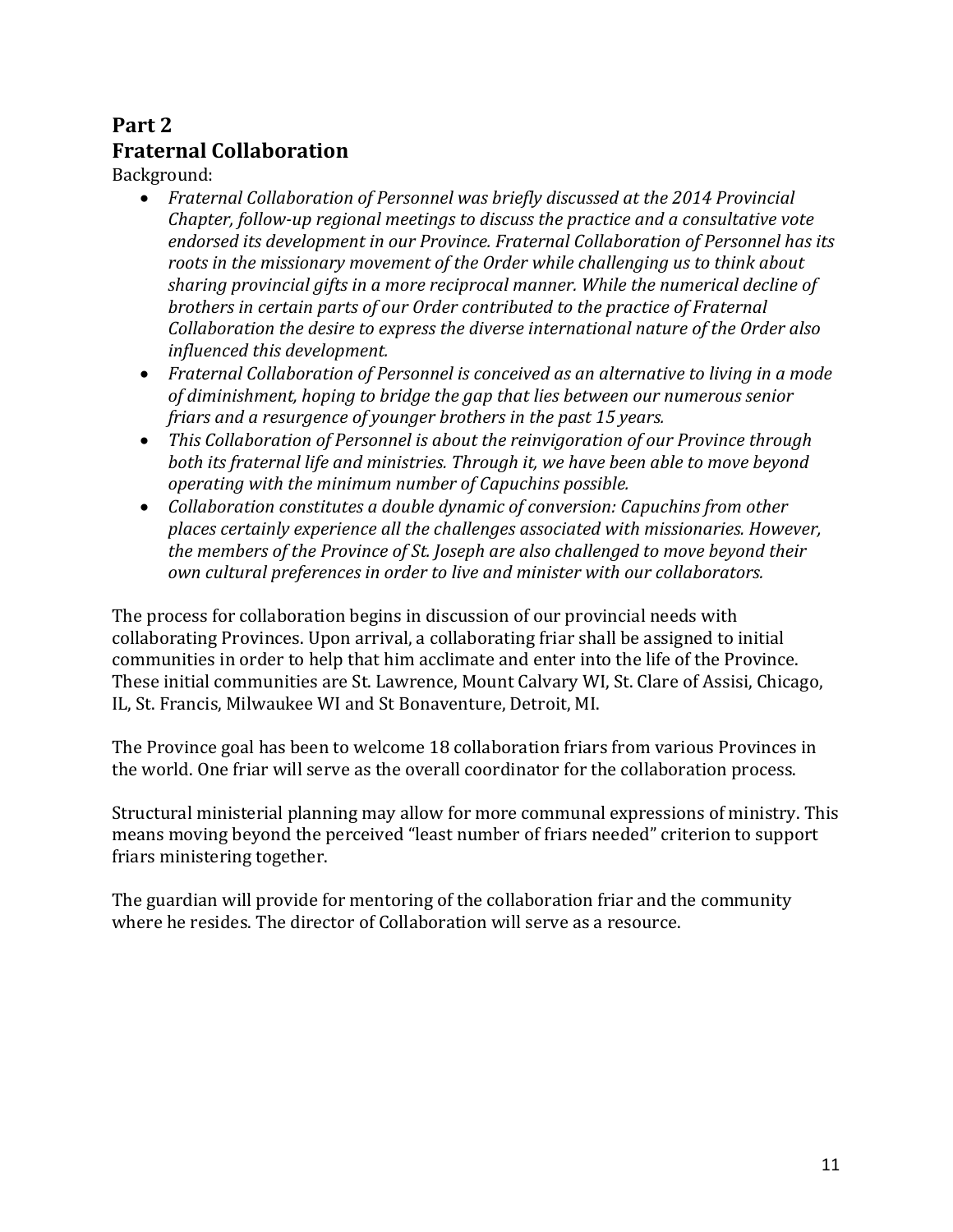## Part 2
## Fraternal Collaboration

Background:

- *Fraternal Collaboration of Personnel was briefly discussed at the 2014 Provincial Chapter, follow-up regional meetings to discuss the practice and a consultative vote endorsed its development in our Province. Fraternal Collaboration of Personnel has its roots in the missionary movement of the Order while challenging us to think about sharing provincial gifts in a more reciprocal manner. While the numerical decline of brothers in certain parts of our Order contributed to the practice of Fraternal Collaboration the desire to express the diverse international nature of the Order also influenced this development.*
- *Fraternal Collaboration of Personnel is conceived as an alternative to living in a mode of diminishment, hoping to bridge the gap that lies between our numerous senior friars and a resurgence of younger brothers in the past 15 years.*
- *This Collaboration of Personnel is about the reinvigoration of our Province through both its fraternal life and ministries. Through it, we have been able to move beyond operating with the minimum number of Capuchins possible.*
- *Collaboration constitutes a double dynamic of conversion: Capuchins from other places certainly experience all the challenges associated with missionaries. However, the members of the Province of St. Joseph are also challenged to move beyond their own cultural preferences in order to live and minister with our collaborators.*

The process for collaboration begins in discussion of our provincial needs with collaborating Provinces. Upon arrival, a collaborating friar shall be assigned to initial communities in order to help that him acclimate and enter into the life of the Province. These initial communities are St. Lawrence, Mount Calvary WI, St. Clare of Assisi, Chicago, IL, St. Francis, Milwaukee WI and St Bonaventure, Detroit, MI.

The Province goal has been to welcome 18 collaboration friars from various Provinces in the world. One friar will serve as the overall coordinator for the collaboration process.

Structural ministerial planning may allow for more communal expressions of ministry. This means moving beyond the perceived "least number of friars needed" criterion to support friars ministering together.

The guardian will provide for mentoring of the collaboration friar and the community where he resides. The director of Collaboration will serve as a resource.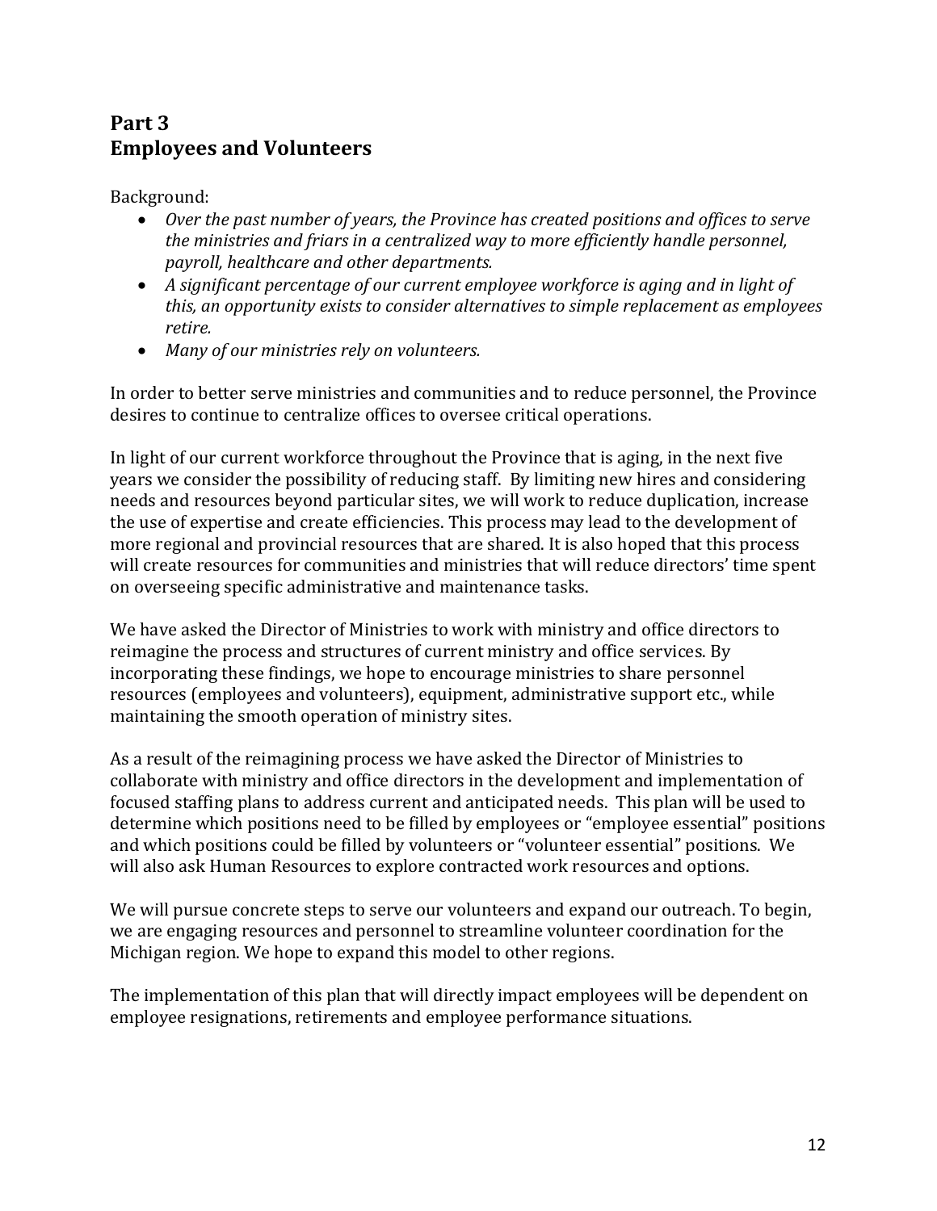## Part 3
## Employees and Volunteers

Background:

- *Over the past number of years, the Province has created positions and offices to serve the ministries and friars in a centralized way to more efficiently handle personnel, payroll, healthcare and other departments.*
- *A significant percentage of our current employee workforce is aging and in light of this, an opportunity exists to consider alternatives to simple replacement as employees retire.*
- *Many of our ministries rely on volunteers.*

In order to better serve ministries and communities and to reduce personnel, the Province desires to continue to centralize offices to oversee critical operations.

In light of our current workforce throughout the Province that is aging, in the next five years we consider the possibility of reducing staff. By limiting new hires and considering needs and resources beyond particular sites, we will work to reduce duplication, increase the use of expertise and create efficiencies. This process may lead to the development of more regional and provincial resources that are shared. It is also hoped that this process will create resources for communities and ministries that will reduce directors' time spent on overseeing specific administrative and maintenance tasks.

We have asked the Director of Ministries to work with ministry and office directors to reimagine the process and structures of current ministry and office services. By incorporating these findings, we hope to encourage ministries to share personnel resources (employees and volunteers), equipment, administrative support etc., while maintaining the smooth operation of ministry sites.

As a result of the reimagining process we have asked the Director of Ministries to collaborate with ministry and office directors in the development and implementation of focused staffing plans to address current and anticipated needs. This plan will be used to determine which positions need to be filled by employees or "employee essential" positions and which positions could be filled by volunteers or "volunteer essential" positions. We will also ask Human Resources to explore contracted work resources and options.

We will pursue concrete steps to serve our volunteers and expand our outreach. To begin, we are engaging resources and personnel to streamline volunteer coordination for the Michigan region. We hope to expand this model to other regions.

The implementation of this plan that will directly impact employees will be dependent on employee resignations, retirements and employee performance situations.